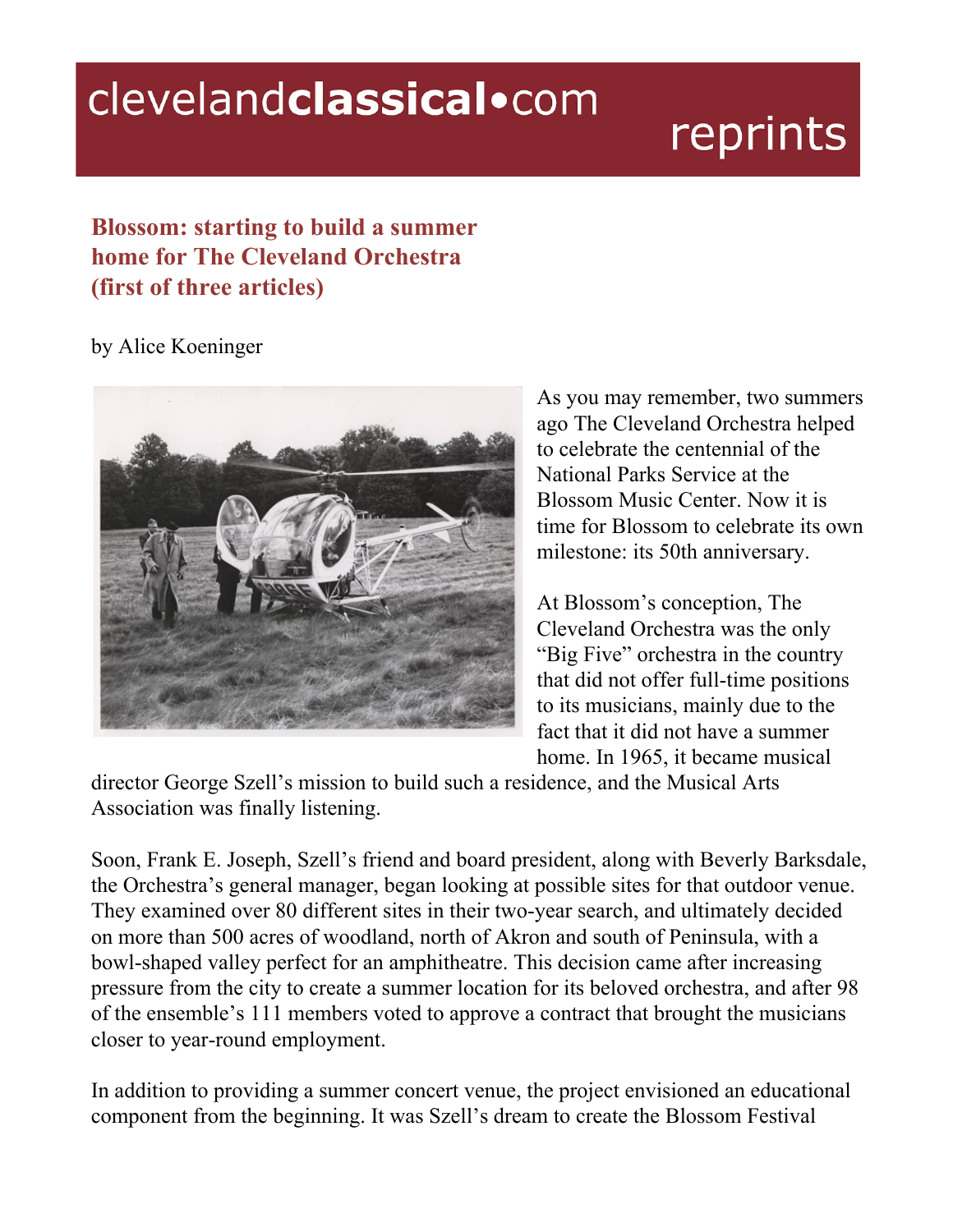clevelandclassical•com reprints

# Blossom: starting to build a summer home for The Cleveland Orchestra (first of three articles)

by Alice Koeninger

As you may remember, two summers ago The Cleveland Orchestra helped to celebrate the centennial of the National Parks Service at the Blossom Music Center. Now it is time for Blossom to celebrate its own milestone: its 50th anniversary.

At Blossom's conception, The Cleveland Orchestra was the only "Big Five" orchestra in the country that did not offer full-time positions to its musicians, mainly due to the fact that it did not have a summer home. In 1965, it became musical director George Szell's mission to build such a residence, and the Musical Arts Association was finally listening.

Soon, Frank E. Joseph, Szell's friend and board president, along with Beverly Barksdale, the Orchestra's general manager, began looking at possible sites for that outdoor venue. They examined over 80 different sites in their two-year search, and ultimately decided on more than 500 acres of woodland, north of Akron and south of Peninsula, with a bowl-shaped valley perfect for an amphitheatre. This decision came after increasing pressure from the city to create a summer location for its beloved orchestra, and after 98 of the ensemble's 111 members voted to approve a contract that brought the musicians closer to year-round employment.

In addition to providing a summer concert venue, the project envisioned an educational component from the beginning. It was Szell's dream to create the Blossom Festival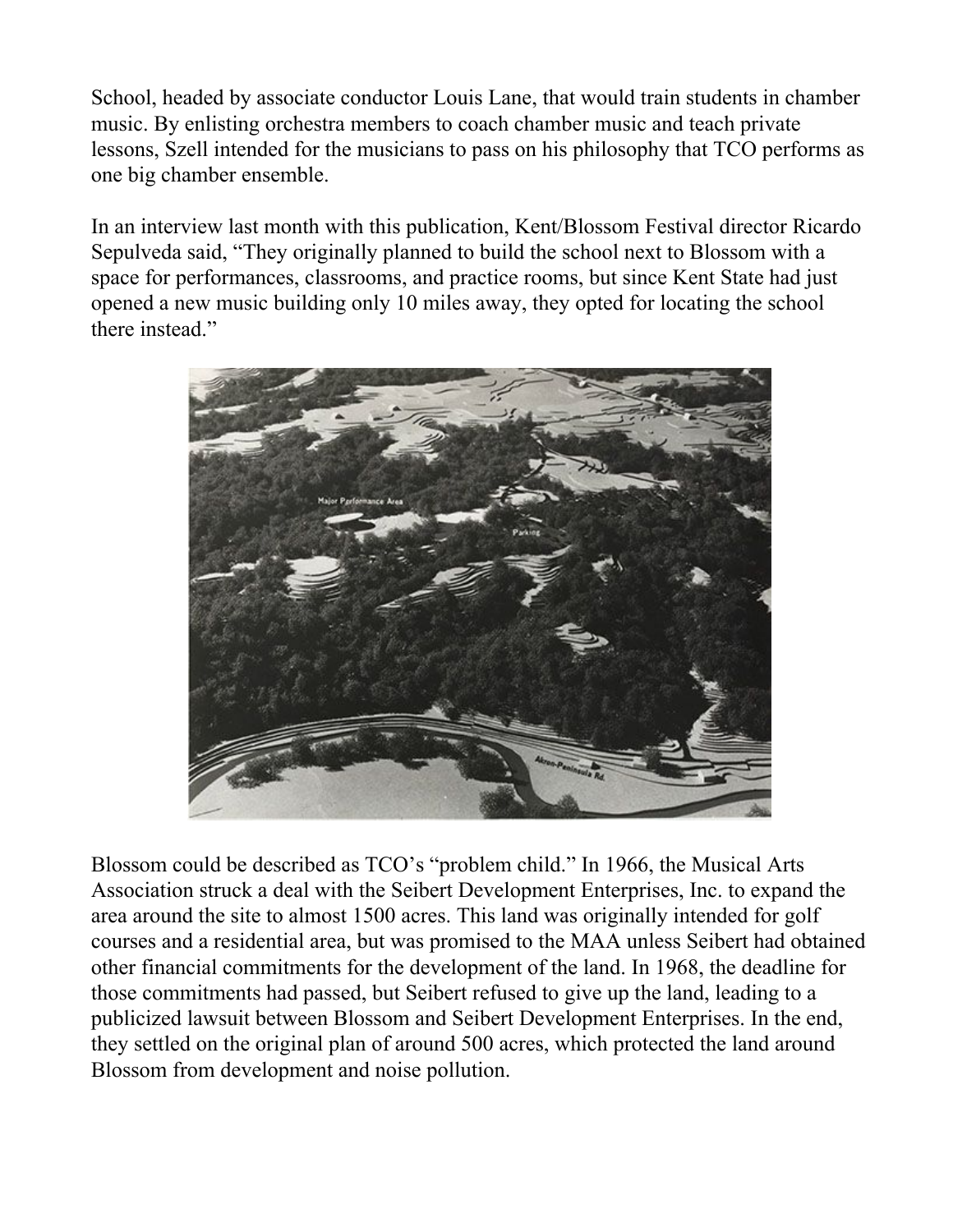School, headed by associate conductor Louis Lane, that would train students in chamber music. By enlisting orchestra members to coach chamber music and teach private lessons, Szell intended for the musicians to pass on his philosophy that TCO performs as one big chamber ensemble.

In an interview last month with this publication, Kent/Blossom Festival director Ricardo Sepulveda said, “They originally planned to build the school next to Blossom with a space for performances, classrooms, and practice rooms, but since Kent State had just opened a new music building only 10 miles away, they opted for locating the school there instead.”

Blossom could be described as TCO’s “problem child.” In 1966, the Musical Arts Association struck a deal with the Seibert Development Enterprises, Inc. to expand the area around the site to almost 1500 acres. This land was originally intended for golf courses and a residential area, but was promised to the MAA unless Seibert had obtained other financial commitments for the development of the land. In 1968, the deadline for those commitments had passed, but Seibert refused to give up the land, leading to a publicized lawsuit between Blossom and Seibert Development Enterprises. In the end, they settled on the original plan of around 500 acres, which protected the land around Blossom from development and noise pollution.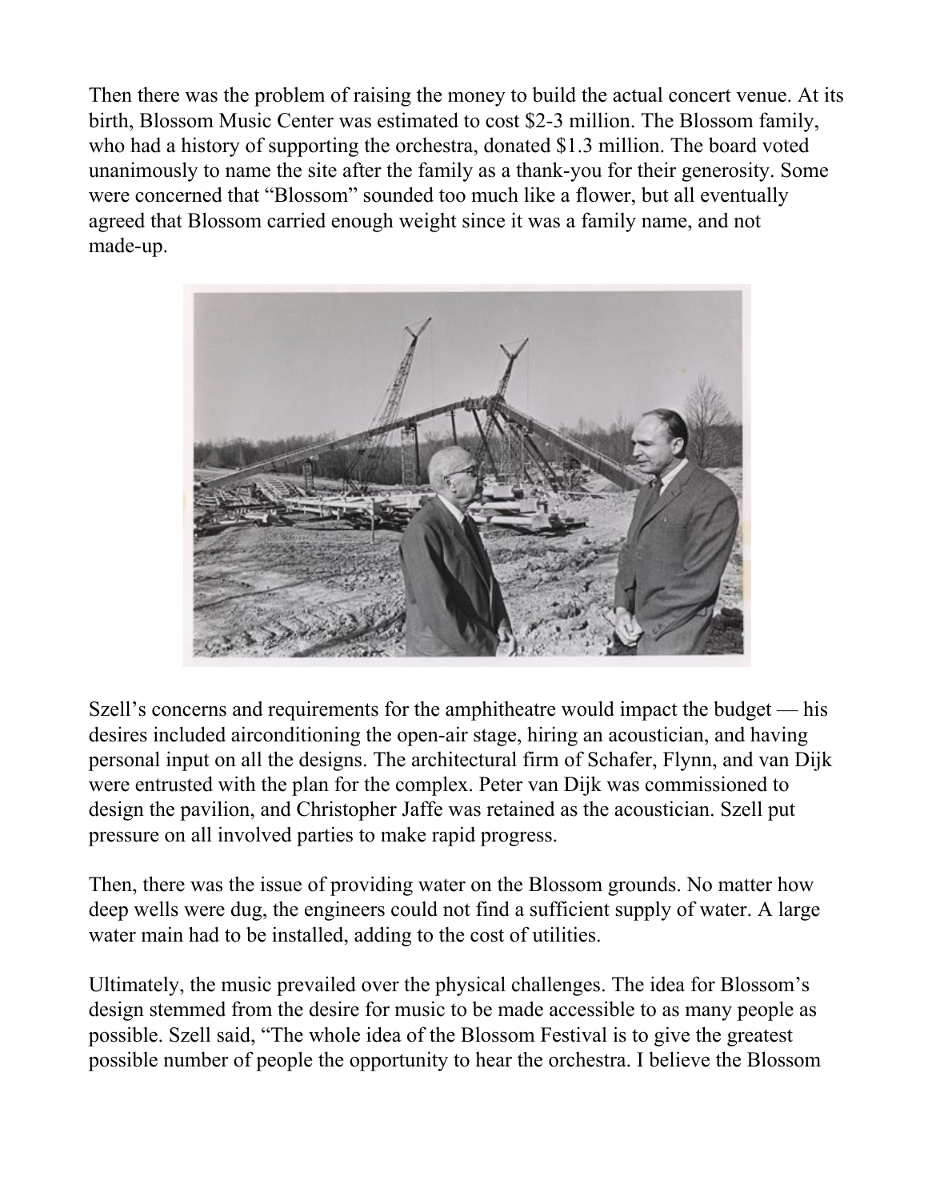Then there was the problem of raising the money to build the actual concert venue. At its birth, Blossom Music Center was estimated to cost $2-3 million. The Blossom family, who had a history of supporting the orchestra, donated $1.3 million. The board voted unanimously to name the site after the family as a thank-you for their generosity. Some were concerned that "Blossom" sounded too much like a flower, but all eventually agreed that Blossom carried enough weight since it was a family name, and not made-up.

Szell's concerns and requirements for the amphitheatre would impact the budget — his desires included airconditioning the open-air stage, hiring an acoustician, and having personal input on all the designs. The architectural firm of Schafer, Flynn, and van Dijk were entrusted with the plan for the complex. Peter van Dijk was commissioned to design the pavilion, and Christopher Jaffe was retained as the acoustician. Szell put pressure on all involved parties to make rapid progress.

Then, there was the issue of providing water on the Blossom grounds. No matter how deep wells were dug, the engineers could not find a sufficient supply of water. A large water main had to be installed, adding to the cost of utilities.

Ultimately, the music prevailed over the physical challenges. The idea for Blossom's design stemmed from the desire for music to be made accessible to as many people as possible. Szell said, "The whole idea of the Blossom Festival is to give the greatest possible number of people the opportunity to hear the orchestra. I believe the Blossom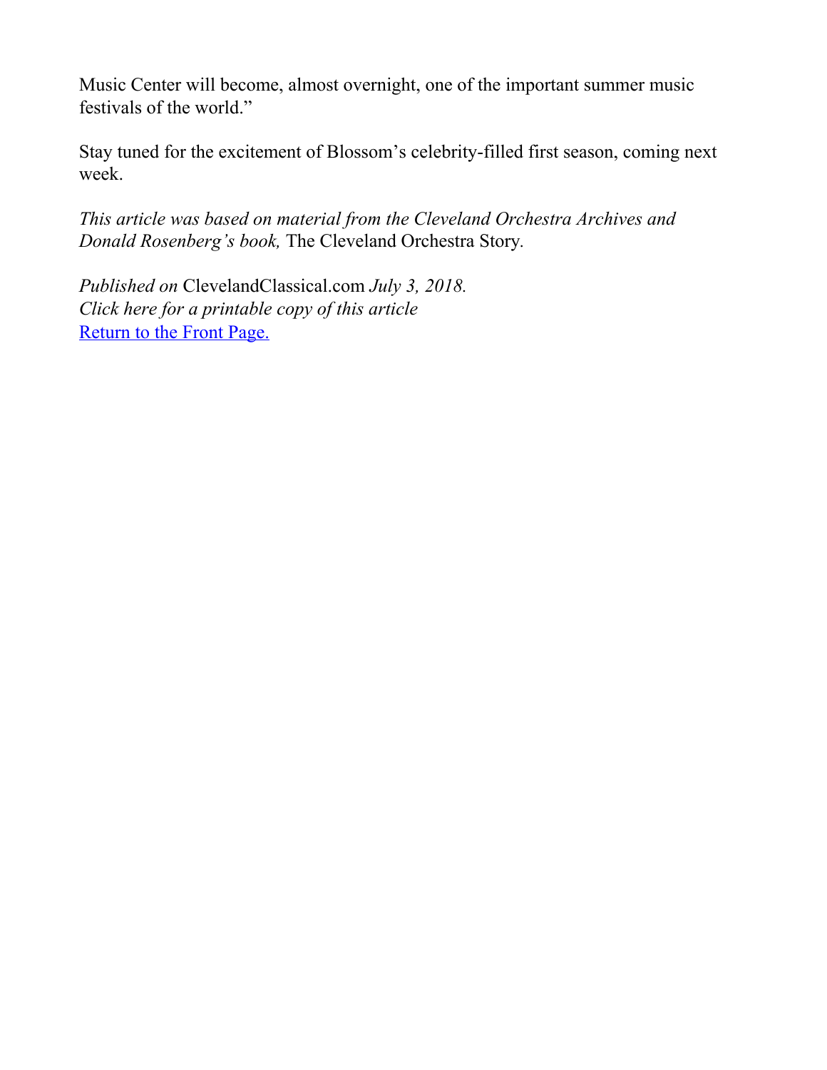Music Center will become, almost overnight, one of the important summer music festivals of the world."

Stay tuned for the excitement of Blossom's celebrity-filled first season, coming next week.

*This article was based on material from the Cleveland Orchestra Archives and Donald Rosenberg's book,* The Cleveland Orchestra Story*.*

*Published on* ClevelandClassical.com *July 3, 2018.*
*Click here for a printable copy of this article*
Return to the Front Page.